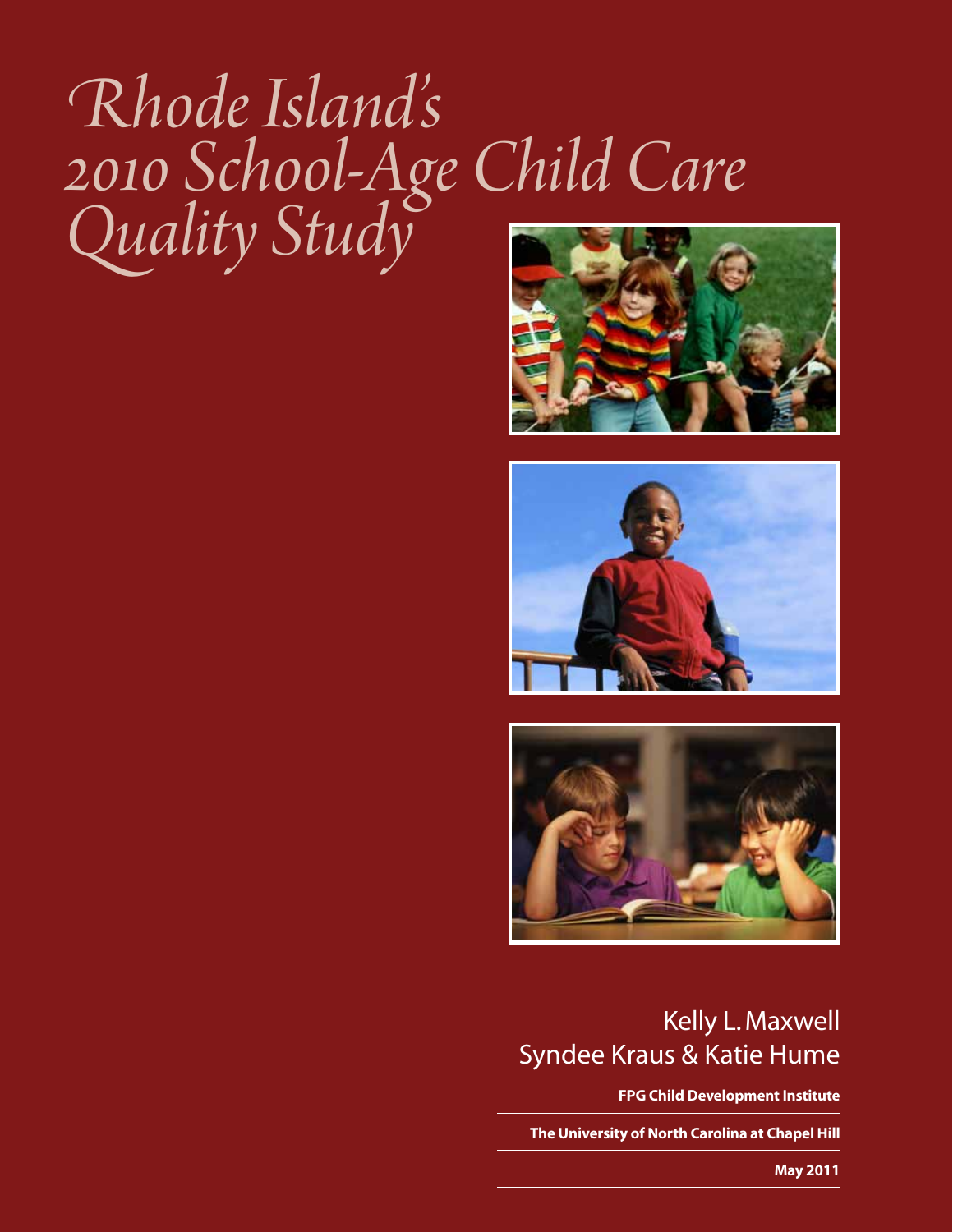# Rhode Island's 2010 School-Age Child Care Quality Study

Kelly L. Maxwell
Syndee Kraus & Katie Hume

**FPG Child Development Institute**

**The University of North Carolina at Chapel Hill**

**May 2011**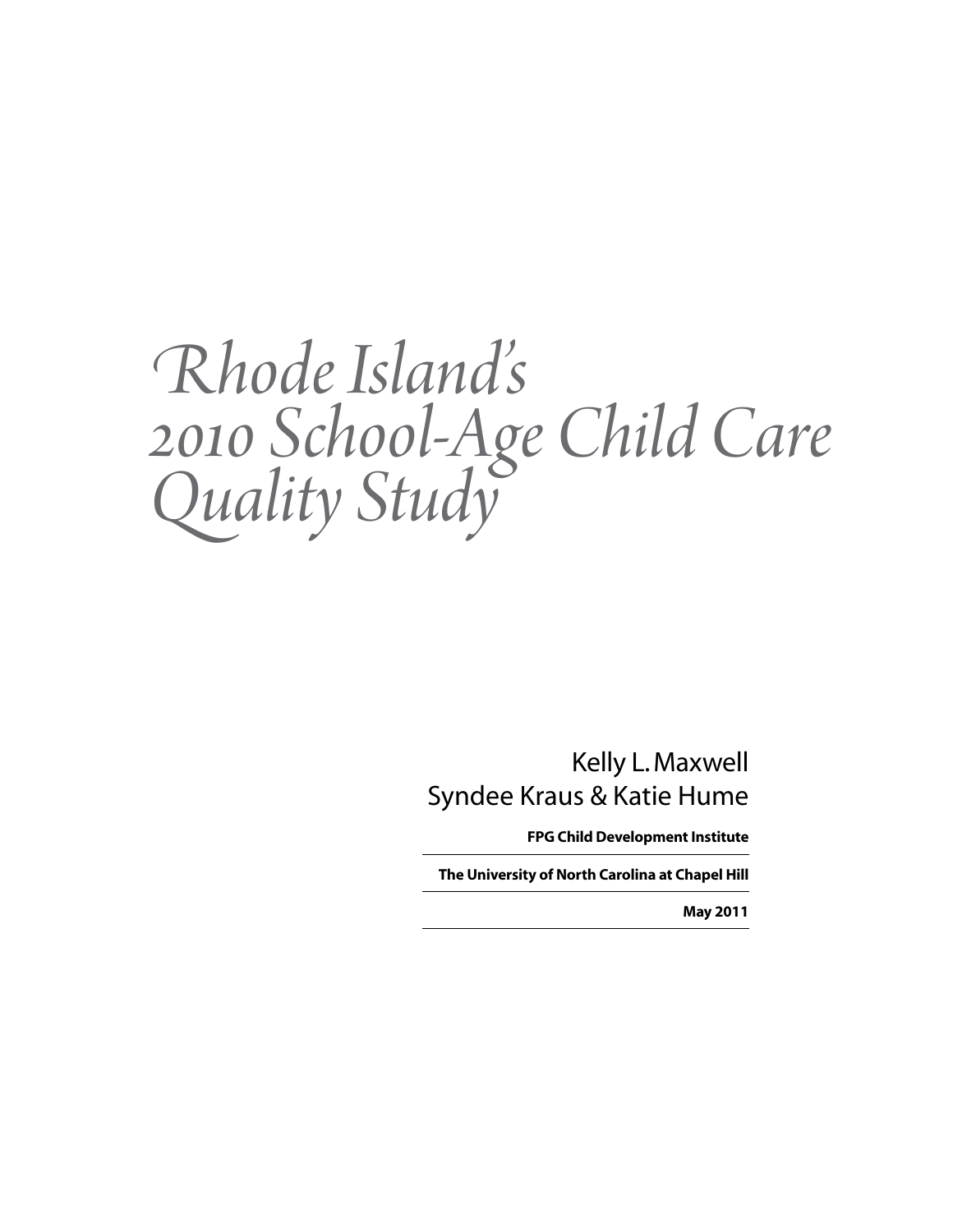# *Rhode Island's 2010 School-Age Child Care Quality Study*

Kelly L. Maxwell
Syndee Kraus & Katie Hume

**FPG Child Development Institute**

**The University of North Carolina at Chapel Hill**

**May 2011**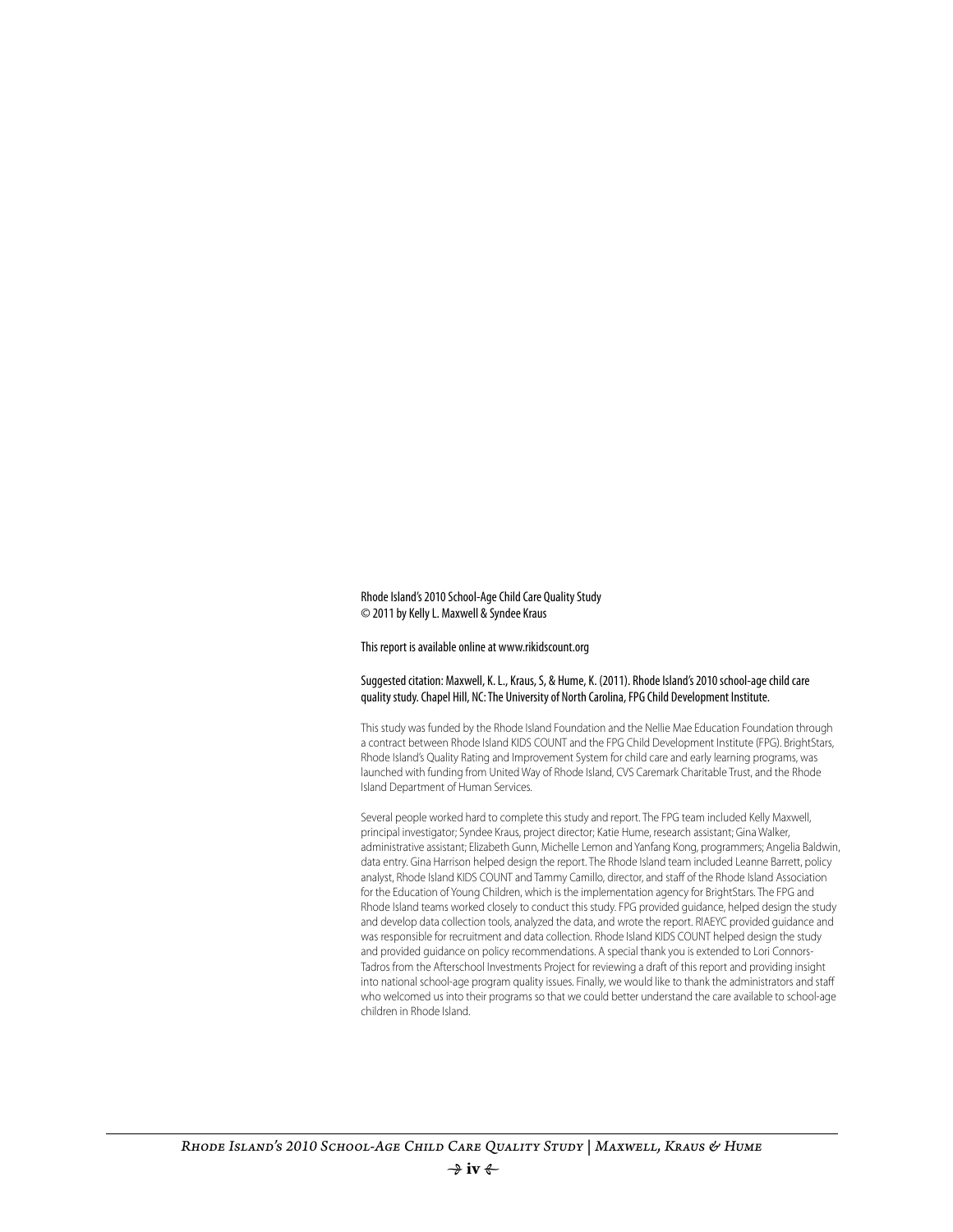Rhode Island's 2010 School-Age Child Care Quality Study
© 2011 by Kelly L. Maxwell & Syndee Kraus

This report is available online at www.rikidscount.org

Suggested citation: Maxwell, K. L., Kraus, S, & Hume, K. (2011). Rhode Island's 2010 school-age child care quality study. Chapel Hill, NC: The University of North Carolina, FPG Child Development Institute.

This study was funded by the Rhode Island Foundation and the Nellie Mae Education Foundation through a contract between Rhode Island KIDS COUNT and the FPG Child Development Institute (FPG). BrightStars, Rhode Island's Quality Rating and Improvement System for child care and early learning programs, was launched with funding from United Way of Rhode Island, CVS Caremark Charitable Trust, and the Rhode Island Department of Human Services.

Several people worked hard to complete this study and report. The FPG team included Kelly Maxwell, principal investigator; Syndee Kraus, project director; Katie Hume, research assistant; Gina Walker, administrative assistant; Elizabeth Gunn, Michelle Lemon and Yanfang Kong, programmers; Angelia Baldwin, data entry. Gina Harrison helped design the report. The Rhode Island team included Leanne Barrett, policy analyst, Rhode Island KIDS COUNT and Tammy Camillo, director, and staff of the Rhode Island Association for the Education of Young Children, which is the implementation agency for BrightStars. The FPG and Rhode Island teams worked closely to conduct this study. FPG provided guidance, helped design the study and develop data collection tools, analyzed the data, and wrote the report. RIAEYC provided guidance and was responsible for recruitment and data collection. Rhode Island KIDS COUNT helped design the study and provided guidance on policy recommendations. A special thank you is extended to Lori Connors-Tadros from the Afterschool Investments Project for reviewing a draft of this report and providing insight into national school-age program quality issues. Finally, we would like to thank the administrators and staff who welcomed us into their programs so that we could better understand the care available to school-age children in Rhode Island.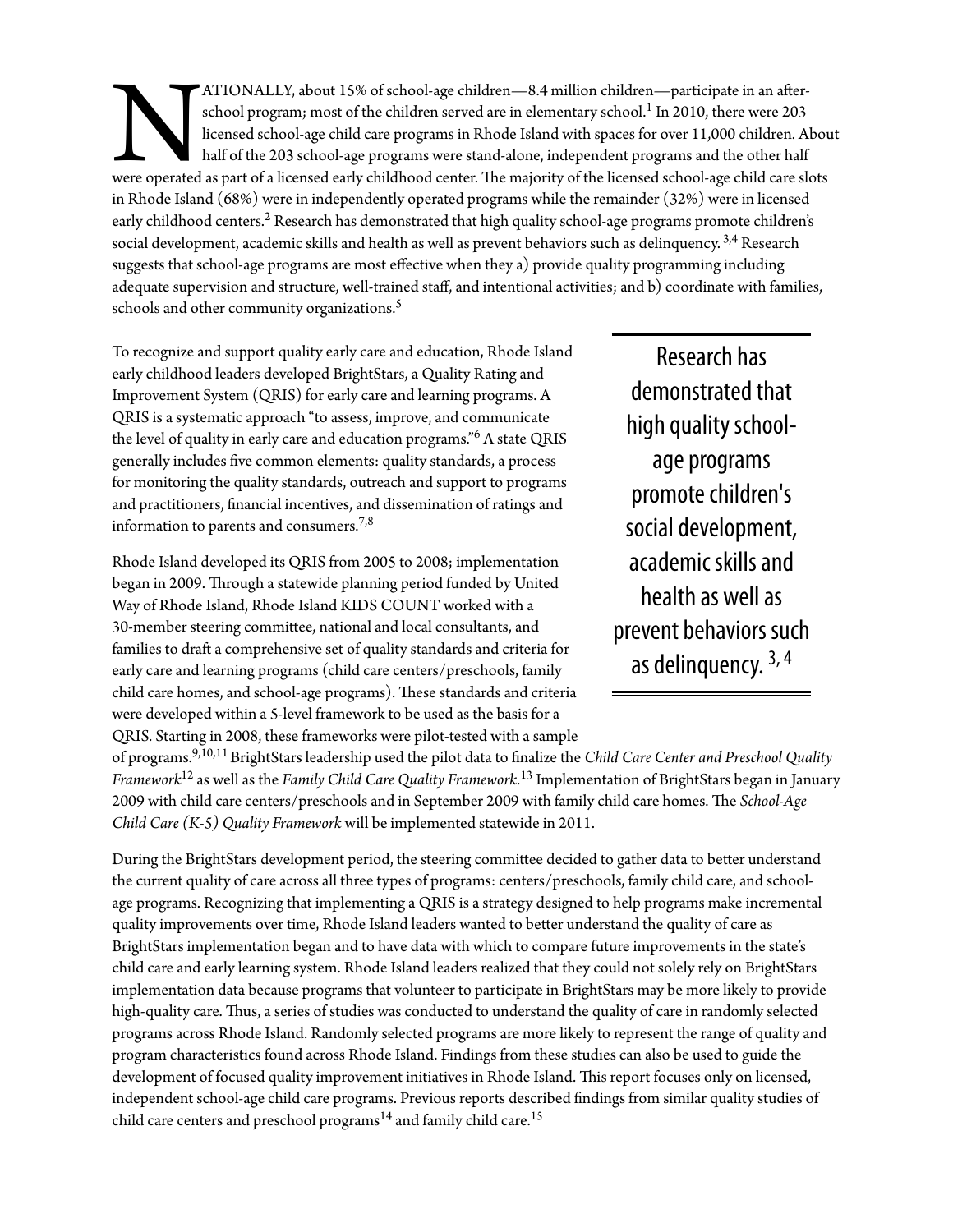NATIONALLY, about 15% of school-age children—8.4 million children—participate in an after-school program; most of the children served are in elementary school.[1] In 2010, there were 203 licensed school-age child care programs in Rhode Island with spaces for over 11,000 children. About half of the 203 school-age programs were stand-alone, independent programs and the other half were operated as part of a licensed early childhood center. The majority of the licensed school-age child care slots in Rhode Island (68%) were in independently operated programs while the remainder (32%) were in licensed early childhood centers.[2] Research has demonstrated that high quality school-age programs promote children's social development, academic skills and health as well as prevent behaviors such as delinquency.[3,4] Research suggests that school-age programs are most effective when they a) provide quality programming including adequate supervision and structure, well-trained staff, and intentional activities; and b) coordinate with families, schools and other community organizations.[5]

To recognize and support quality early care and education, Rhode Island early childhood leaders developed BrightStars, a Quality Rating and Improvement System (QRIS) for early care and learning programs. A QRIS is a systematic approach "to assess, improve, and communicate the level of quality in early care and education programs."[6] A state QRIS generally includes five common elements: quality standards, a process for monitoring the quality standards, outreach and support to programs and practitioners, financial incentives, and dissemination of ratings and information to parents and consumers.[7,8]

> Research has demonstrated that high quality school-age programs promote children's social development, academic skills and health as well as prevent behaviors such as delinquency.[3,4]

Rhode Island developed its QRIS from 2005 to 2008; implementation began in 2009. Through a statewide planning period funded by United Way of Rhode Island, Rhode Island KIDS COUNT worked with a 30-member steering committee, national and local consultants, and families to draft a comprehensive set of quality standards and criteria for early care and learning programs (child care centers/preschools, family child care homes, and school-age programs). These standards and criteria were developed within a 5-level framework to be used as the basis for a QRIS. Starting in 2008, these frameworks were pilot-tested with a sample of programs.[9,10,11] BrightStars leadership used the pilot data to finalize the *Child Care Center and Preschool Quality Framework*[12] as well as the *Family Child Care Quality Framework*.[13] Implementation of BrightStars began in January 2009 with child care centers/preschools and in September 2009 with family child care homes. The *School-Age Child Care (K-5) Quality Framework* will be implemented statewide in 2011.

During the BrightStars development period, the steering committee decided to gather data to better understand the current quality of care across all three types of programs: centers/preschools, family child care, and school-age programs. Recognizing that implementing a QRIS is a strategy designed to help programs make incremental quality improvements over time, Rhode Island leaders wanted to better understand the quality of care as BrightStars implementation began and to have data with which to compare future improvements in the state's child care and early learning system. Rhode Island leaders realized that they could not solely rely on BrightStars implementation data because programs that volunteer to participate in BrightStars may be more likely to provide high-quality care. Thus, a series of studies was conducted to understand the quality of care in randomly selected programs across Rhode Island. Randomly selected programs are more likely to represent the range of quality and program characteristics found across Rhode Island. Findings from these studies can also be used to guide the development of focused quality improvement initiatives in Rhode Island. This report focuses only on licensed, independent school-age child care programs. Previous reports described findings from similar quality studies of child care centers and preschool programs[14] and family child care.[15]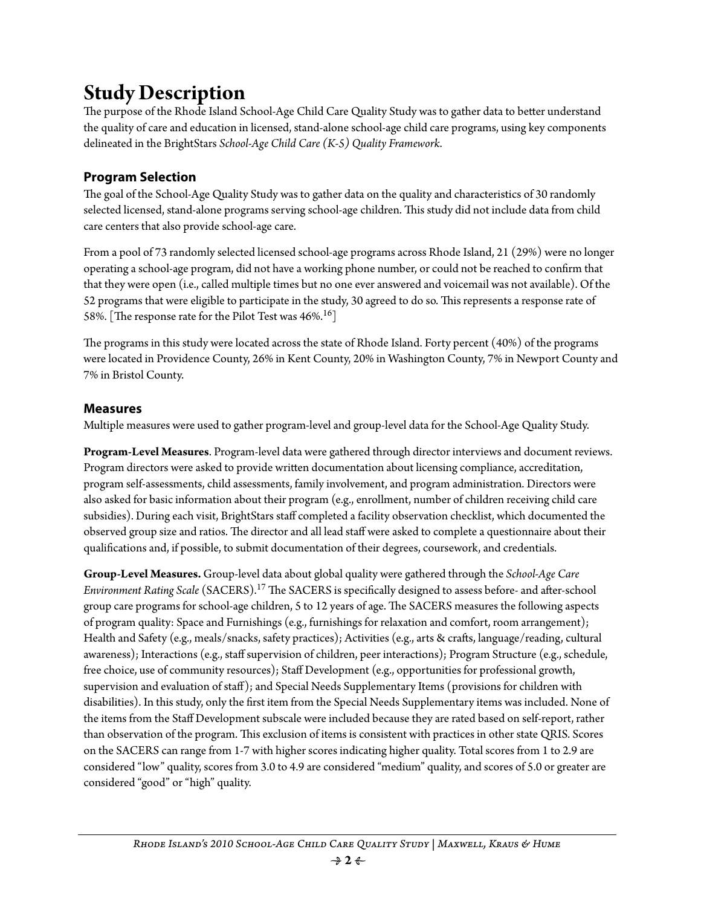# Study Description

The purpose of the Rhode Island School-Age Child Care Quality Study was to gather data to better understand the quality of care and education in licensed, stand-alone school-age child care programs, using key components delineated in the BrightStars *School-Age Child Care (K-5) Quality Framework*.

## Program Selection

The goal of the School-Age Quality Study was to gather data on the quality and characteristics of 30 randomly selected licensed, stand-alone programs serving school-age children. This study did not include data from child care centers that also provide school-age care.

From a pool of 73 randomly selected licensed school-age programs across Rhode Island, 21 (29%) were no longer operating a school-age program, did not have a working phone number, or could not be reached to confirm that that they were open (i.e., called multiple times but no one ever answered and voicemail was not available). Of the 52 programs that were eligible to participate in the study, 30 agreed to do so. This represents a response rate of 58%. [The response rate for the Pilot Test was 46%.[16]]

The programs in this study were located across the state of Rhode Island. Forty percent (40%) of the programs were located in Providence County, 26% in Kent County, 20% in Washington County, 7% in Newport County and 7% in Bristol County.

## Measures

Multiple measures were used to gather program-level and group-level data for the School-Age Quality Study.

**Program-Level Measures**. Program-level data were gathered through director interviews and document reviews. Program directors were asked to provide written documentation about licensing compliance, accreditation, program self-assessments, child assessments, family involvement, and program administration. Directors were also asked for basic information about their program (e.g., enrollment, number of children receiving child care subsidies). During each visit, BrightStars staff completed a facility observation checklist, which documented the observed group size and ratios. The director and all lead staff were asked to complete a questionnaire about their qualifications and, if possible, to submit documentation of their degrees, coursework, and credentials.

**Group-Level Measures.** Group-level data about global quality were gathered through the *School-Age Care Environment Rating Scale* (SACERS).[17] The SACERS is specifically designed to assess before- and after-school group care programs for school-age children, 5 to 12 years of age. The SACERS measures the following aspects of program quality: Space and Furnishings (e.g., furnishings for relaxation and comfort, room arrangement); Health and Safety (e.g., meals/snacks, safety practices); Activities (e.g., arts & crafts, language/reading, cultural awareness); Interactions (e.g., staff supervision of children, peer interactions); Program Structure (e.g., schedule, free choice, use of community resources); Staff Development (e.g., opportunities for professional growth, supervision and evaluation of staff); and Special Needs Supplementary Items (provisions for children with disabilities). In this study, only the first item from the Special Needs Supplementary items was included. None of the items from the Staff Development subscale were included because they are rated based on self-report, rather than observation of the program. This exclusion of items is consistent with practices in other state QRIS. Scores on the SACERS can range from 1-7 with higher scores indicating higher quality. Total scores from 1 to 2.9 are considered "low" quality, scores from 3.0 to 4.9 are considered "medium" quality, and scores of 5.0 or greater are considered "good" or "high" quality.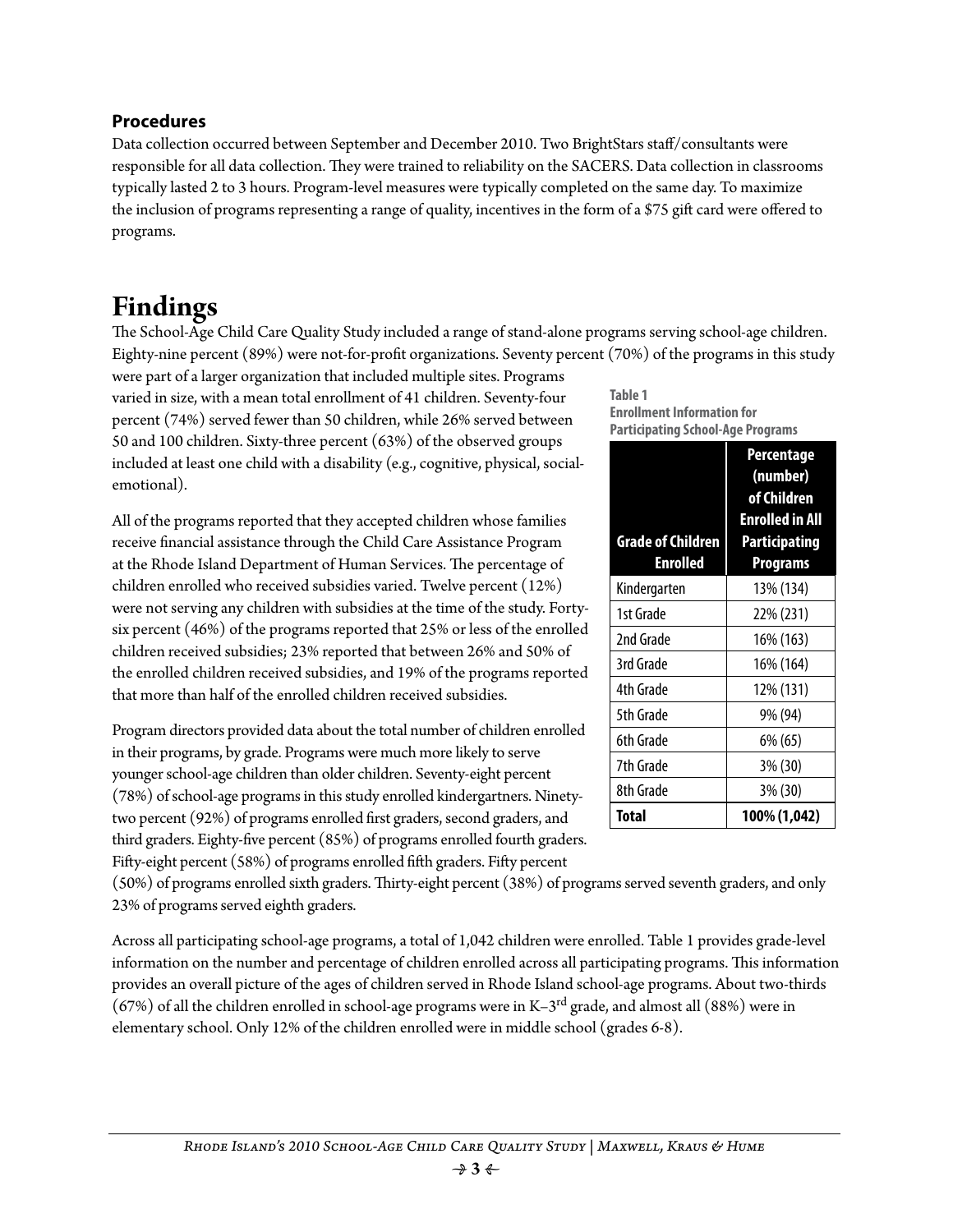### Procedures

Data collection occurred between September and December 2010. Two BrightStars staff/consultants were responsible for all data collection. They were trained to reliability on the SACERS. Data collection in classrooms typically lasted 2 to 3 hours. Program-level measures were typically completed on the same day. To maximize the inclusion of programs representing a range of quality, incentives in the form of a $75 gift card were offered to programs.

# Findings

The School-Age Child Care Quality Study included a range of stand-alone programs serving school-age children. Eighty-nine percent (89%) were not-for-profit organizations. Seventy percent (70%) of the programs in this study were part of a larger organization that included multiple sites. Programs varied in size, with a mean total enrollment of 41 children. Seventy-four percent (74%) served fewer than 50 children, while 26% served between 50 and 100 children. Sixty-three percent (63%) of the observed groups included at least one child with a disability (e.g., cognitive, physical, social-emotional).

All of the programs reported that they accepted children whose families receive financial assistance through the Child Care Assistance Program at the Rhode Island Department of Human Services. The percentage of children enrolled who received subsidies varied. Twelve percent (12%) were not serving any children with subsidies at the time of the study. Forty-six percent (46%) of the programs reported that 25% or less of the enrolled children received subsidies; 23% reported that between 26% and 50% of the enrolled children received subsidies, and 19% of the programs reported that more than half of the enrolled children received subsidies.

Program directors provided data about the total number of children enrolled in their programs, by grade. Programs were much more likely to serve younger school-age children than older children. Seventy-eight percent (78%) of school-age programs in this study enrolled kindergartners. Ninety-two percent (92%) of programs enrolled first graders, second graders, and third graders. Eighty-five percent (85%) of programs enrolled fourth graders. Fifty-eight percent (58%) of programs enrolled fifth graders. Fifty percent (50%) of programs enrolled sixth graders. Thirty-eight percent (38%) of programs served seventh graders, and only 23% of programs served eighth graders.

**Table 1**
**Enrollment Information for Participating School-Age Programs**

| Grade of Children Enrolled | Percentage (number) of Children Enrolled in All Participating Programs |
|---|---|
| Kindergarten | 13% (134) |
| 1st Grade | 22% (231) |
| 2nd Grade | 16% (163) |
| 3rd Grade | 16% (164) |
| 4th Grade | 12% (131) |
| 5th Grade | 9% (94) |
| 6th Grade | 6% (65) |
| 7th Grade | 3% (30) |
| 8th Grade | 3% (30) |
| **Total** | **100% (1,042)** |

Across all participating school-age programs, a total of 1,042 children were enrolled. Table 1 provides grade-level information on the number and percentage of children enrolled across all participating programs. This information provides an overall picture of the ages of children served in Rhode Island school-age programs. About two-thirds (67%) of all the children enrolled in school-age programs were in K–3rd grade, and almost all (88%) were in elementary school. Only 12% of the children enrolled were in middle school (grades 6-8).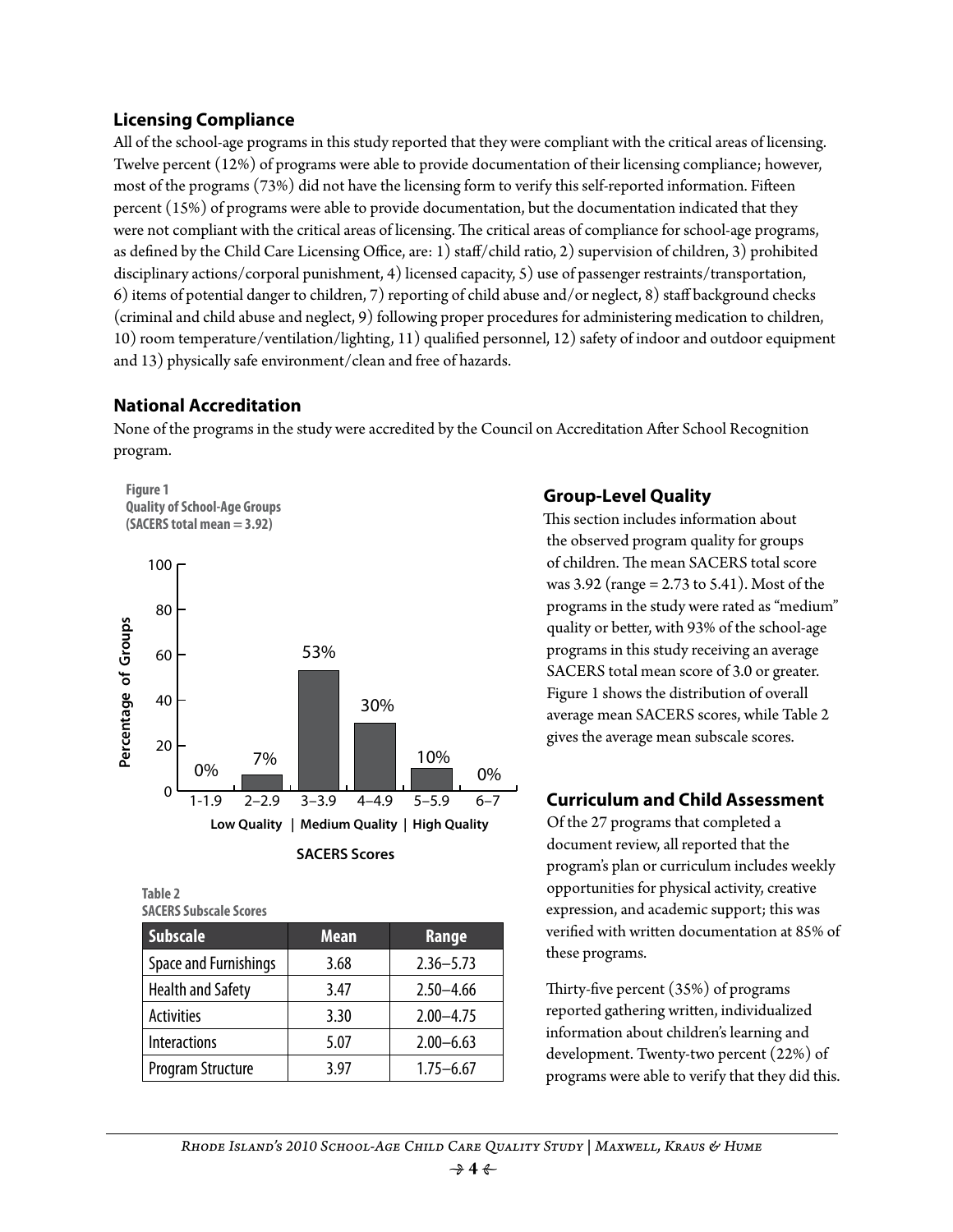## Licensing Compliance

All of the school-age programs in this study reported that they were compliant with the critical areas of licensing. Twelve percent (12%) of programs were able to provide documentation of their licensing compliance; however, most of the programs (73%) did not have the licensing form to verify this self-reported information. Fifteen percent (15%) of programs were able to provide documentation, but the documentation indicated that they were not compliant with the critical areas of licensing. The critical areas of compliance for school-age programs, as defined by the Child Care Licensing Office, are: 1) staff/child ratio, 2) supervision of children, 3) prohibited disciplinary actions/corporal punishment, 4) licensed capacity, 5) use of passenger restraints/transportation, 6) items of potential danger to children, 7) reporting of child abuse and/or neglect, 8) staff background checks (criminal and child abuse and neglect, 9) following proper procedures for administering medication to children, 10) room temperature/ventilation/lighting, 11) qualified personnel, 12) safety of indoor and outdoor equipment and 13) physically safe environment/clean and free of hazards.

## National Accreditation

None of the programs in the study were accredited by the Council on Accreditation After School Recognition program.

**Figure 1**
**Quality of School-Age Groups (SACERS total mean = 3.92)**

Percentage of Groups

100
80
60
40
20
0

0%
7%
53%
30%
10%
0%

1-1.9
2–2.9
3–3.9
4–4.9
5–5.9
6–7

Low Quality | Medium Quality | High Quality

SACERS Scores

**Table 2**
**SACERS Subscale Scores**

| Subscale | Mean | Range |
|---|---|---|
| Space and Furnishings | 3.68 | 2.36–5.73 |
| Health and Safety | 3.47 | 2.50–4.66 |
| Activities | 3.30 | 2.00–4.75 |
| Interactions | 5.07 | 2.00–6.63 |
| Program Structure | 3.97 | 1.75–6.67 |

## Group-Level Quality

This section includes information about the observed program quality for groups of children. The mean SACERS total score was 3.92 (range = 2.73 to 5.41). Most of the programs in the study were rated as "medium" quality or better, with 93% of the school-age programs in this study receiving an average SACERS total mean score of 3.0 or greater. Figure 1 shows the distribution of overall average mean SACERS scores, while Table 2 gives the average mean subscale scores.

## Curriculum and Child Assessment

Of the 27 programs that completed a document review, all reported that the program's plan or curriculum includes weekly opportunities for physical activity, creative expression, and academic support; this was verified with written documentation at 85% of these programs.

Thirty-five percent (35%) of programs reported gathering written, individualized information about children's learning and development. Twenty-two percent (22%) of programs were able to verify that they did this.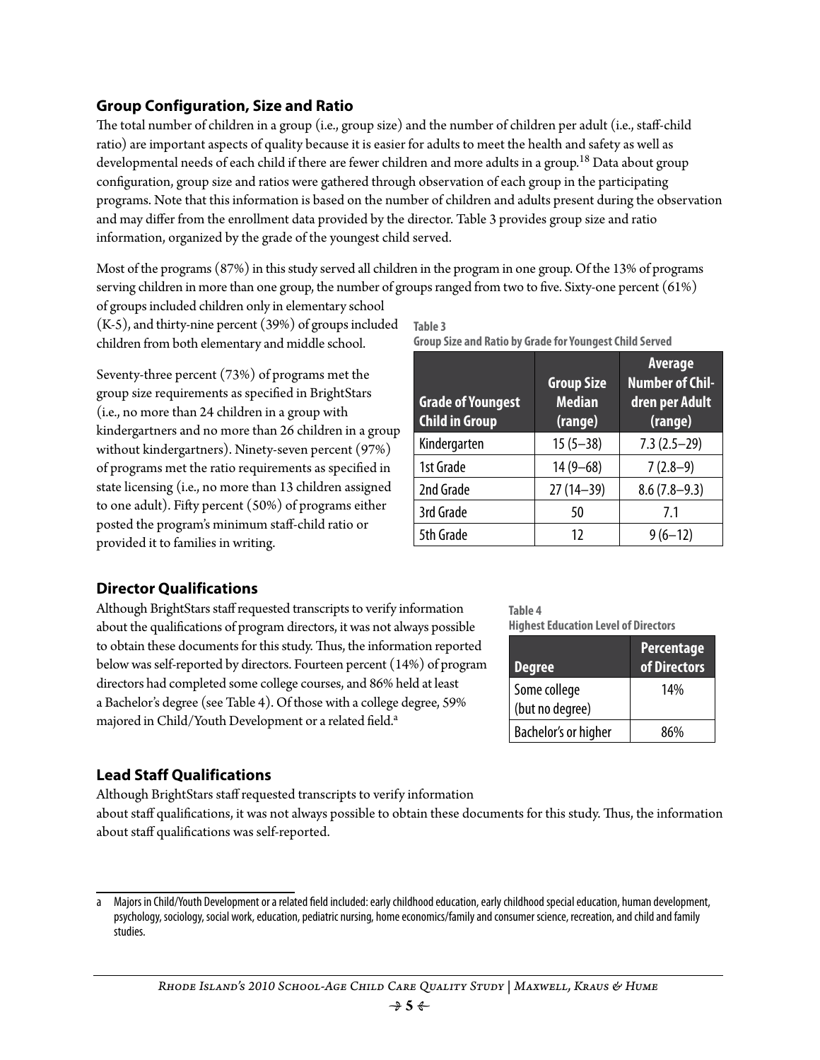## Group Configuration, Size and Ratio

The total number of children in a group (i.e., group size) and the number of children per adult (i.e., staff-child ratio) are important aspects of quality because it is easier for adults to meet the health and safety as well as developmental needs of each child if there are fewer children and more adults in a group.[18] Data about group configuration, group size and ratios were gathered through observation of each group in the participating programs. Note that this information is based on the number of children and adults present during the observation and may differ from the enrollment data provided by the director. Table 3 provides group size and ratio information, organized by the grade of the youngest child served.

Most of the programs (87%) in this study served all children in the program in one group. Of the 13% of programs serving children in more than one group, the number of groups ranged from two to five. Sixty-one percent (61%) of groups included children only in elementary school (K-5), and thirty-nine percent (39%) of groups included children from both elementary and middle school.

Seventy-three percent (73%) of programs met the group size requirements as specified in BrightStars (i.e., no more than 24 children in a group with kindergartners and no more than 26 children in a group without kindergartners). Ninety-seven percent (97%) of programs met the ratio requirements as specified in state licensing (i.e., no more than 13 children assigned to one adult). Fifty percent (50%) of programs either posted the program's minimum staff-child ratio or provided it to families in writing.

**Table 3**
**Group Size and Ratio by Grade for Youngest Child Served**

| Grade of Youngest Child in Group | Group Size Median (range) | Average Number of Children per Adult (range) |
|---|---|---|
| Kindergarten | 15 (5–38) | 7.3 (2.5–29) |
| 1st Grade | 14 (9–68) | 7 (2.8–9) |
| 2nd Grade | 27 (14–39) | 8.6 (7.8–9.3) |
| 3rd Grade | 50 | 7.1 |
| 5th Grade | 12 | 9 (6–12) |

## Director Qualifications

Although BrightStars staff requested transcripts to verify information about the qualifications of program directors, it was not always possible to obtain these documents for this study. Thus, the information reported below was self-reported by directors. Fourteen percent (14%) of program directors had completed some college courses, and 86% held at least a Bachelor's degree (see Table 4). Of those with a college degree, 59% majored in Child/Youth Development or a related field.[a]

**Table 4**
**Highest Education Level of Directors**

| Degree | Percentage of Directors |
|---|---|
| Some college (but no degree) | 14% |
| Bachelor's or higher | 86% |

## Lead Staff Qualifications

Although BrightStars staff requested transcripts to verify information about staff qualifications, it was not always possible to obtain these documents for this study. Thus, the information about staff qualifications was self-reported.

---

a Majors in Child/Youth Development or a related field included: early childhood education, early childhood special education, human development, psychology, sociology, social work, education, pediatric nursing, home economics/family and consumer science, recreation, and child and family studies.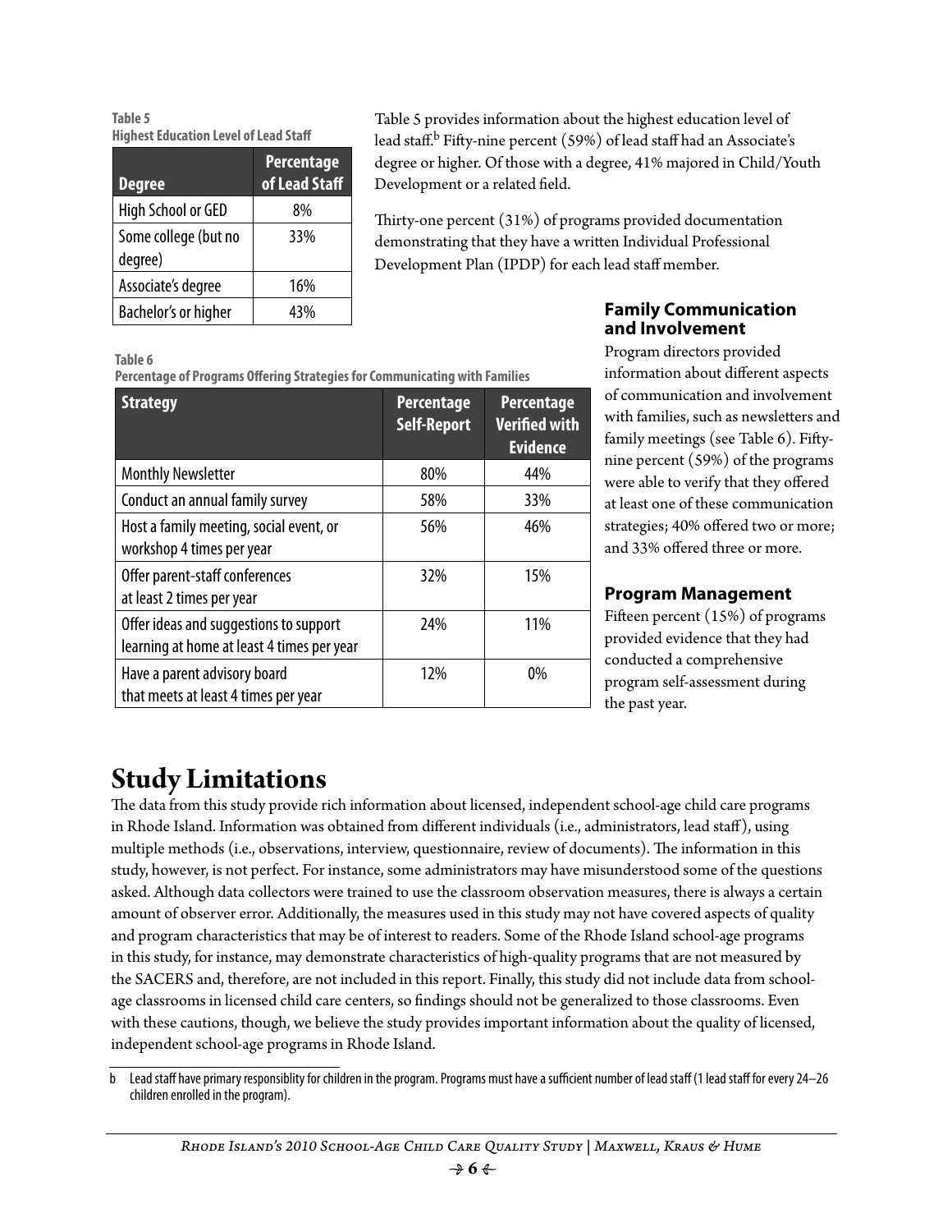Table 5
Highest Education Level of Lead Staff

| Degree | Percentage of Lead Staff |
|---|---|
| High School or GED | 8% |
| Some college (but no degree) | 33% |
| Associate's degree | 16% |
| Bachelor's or higher | 43% |

Table 5 provides information about the highest education level of lead staff.[b] Fifty-nine percent (59%) of lead staff had an Associate's degree or higher. Of those with a degree, 41% majored in Child/Youth Development or a related field.

Thirty-one percent (31%) of programs provided documentation demonstrating that they have a written Individual Professional Development Plan (IPDP) for each lead staff member.

Table 6
Percentage of Programs Offering Strategies for Communicating with Families

| Strategy | Percentage Self-Report | Percentage Verified with Evidence |
|---|---|---|
| Monthly Newsletter | 80% | 44% |
| Conduct an annual family survey | 58% | 33% |
| Host a family meeting, social event, or workshop 4 times per year | 56% | 46% |
| Offer parent-staff conferences at least 2 times per year | 32% | 15% |
| Offer ideas and suggestions to support learning at home at least 4 times per year | 24% | 11% |
| Have a parent advisory board that meets at least 4 times per year | 12% | 0% |

### Family Communication and Involvement

Program directors provided information about different aspects of communication and involvement with families, such as newsletters and family meetings (see Table 6). Fifty-nine percent (59%) of the programs were able to verify that they offered at least one of these communication strategies; 40% offered two or more; and 33% offered three or more.

### Program Management

Fifteen percent (15%) of programs provided evidence that they had conducted a comprehensive program self-assessment during the past year.

# Study Limitations

The data from this study provide rich information about licensed, independent school-age child care programs in Rhode Island. Information was obtained from different individuals (i.e., administrators, lead staff), using multiple methods (i.e., observations, interview, questionnaire, review of documents). The information in this study, however, is not perfect. For instance, some administrators may have misunderstood some of the questions asked. Although data collectors were trained to use the classroom observation measures, there is always a certain amount of observer error. Additionally, the measures used in this study may not have covered aspects of quality and program characteristics that may be of interest to readers. Some of the Rhode Island school-age programs in this study, for instance, may demonstrate characteristics of high-quality programs that are not measured by the SACERS and, therefore, are not included in this report. Finally, this study did not include data from school-age classrooms in licensed child care centers, so findings should not be generalized to those classrooms. Even with these cautions, though, we believe the study provides important information about the quality of licensed, independent school-age programs in Rhode Island.

b Lead staff have primary responsiblity for children in the program. Programs must have a sufficient number of lead staff (1 lead staff for every 24–26 children enrolled in the program).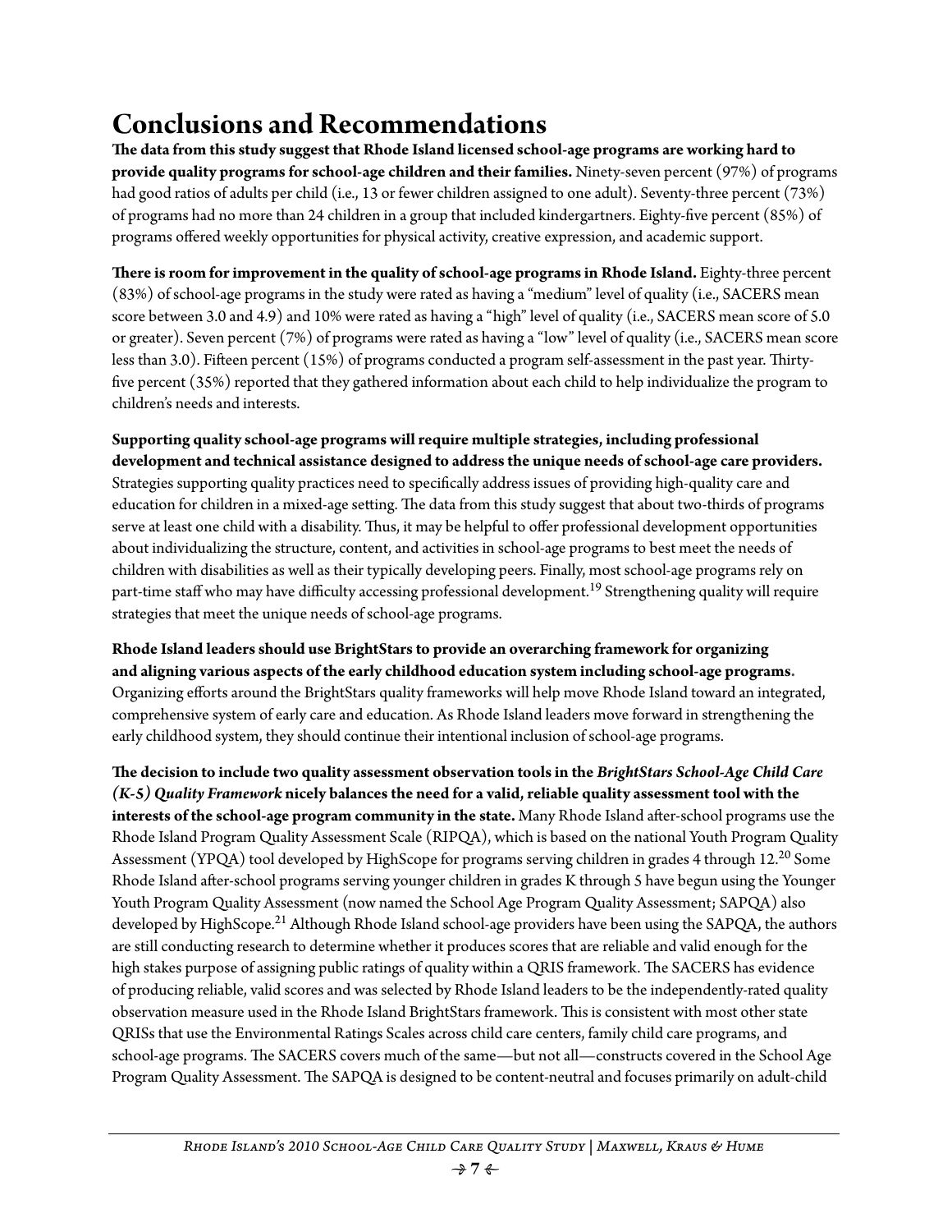# Conclusions and Recommendations

**The data from this study suggest that Rhode Island licensed school-age programs are working hard to provide quality programs for school-age children and their families.** Ninety-seven percent (97%) of programs had good ratios of adults per child (i.e., 13 or fewer children assigned to one adult). Seventy-three percent (73%) of programs had no more than 24 children in a group that included kindergartners. Eighty-five percent (85%) of programs offered weekly opportunities for physical activity, creative expression, and academic support.

**There is room for improvement in the quality of school-age programs in Rhode Island.** Eighty-three percent (83%) of school-age programs in the study were rated as having a "medium" level of quality (i.e., SACERS mean score between 3.0 and 4.9) and 10% were rated as having a "high" level of quality (i.e., SACERS mean score of 5.0 or greater). Seven percent (7%) of programs were rated as having a "low" level of quality (i.e., SACERS mean score less than 3.0). Fifteen percent (15%) of programs conducted a program self-assessment in the past year. Thirty-five percent (35%) reported that they gathered information about each child to help individualize the program to children's needs and interests.

**Supporting quality school-age programs will require multiple strategies, including professional development and technical assistance designed to address the unique needs of school-age care providers.** Strategies supporting quality practices need to specifically address issues of providing high-quality care and education for children in a mixed-age setting. The data from this study suggest that about two-thirds of programs serve at least one child with a disability. Thus, it may be helpful to offer professional development opportunities about individualizing the structure, content, and activities in school-age programs to best meet the needs of children with disabilities as well as their typically developing peers. Finally, most school-age programs rely on part-time staff who may have difficulty accessing professional development.[19] Strengthening quality will require strategies that meet the unique needs of school-age programs.

**Rhode Island leaders should use BrightStars to provide an overarching framework for organizing and aligning various aspects of the early childhood education system including school-age programs.** Organizing efforts around the BrightStars quality frameworks will help move Rhode Island toward an integrated, comprehensive system of early care and education. As Rhode Island leaders move forward in strengthening the early childhood system, they should continue their intentional inclusion of school-age programs.

**The decision to include two quality assessment observation tools in the *BrightStars School-Age Child Care (K-5) Quality Framework* nicely balances the need for a valid, reliable quality assessment tool with the interests of the school-age program community in the state.** Many Rhode Island after-school programs use the Rhode Island Program Quality Assessment Scale (RIPQA), which is based on the national Youth Program Quality Assessment (YPQA) tool developed by HighScope for programs serving children in grades 4 through 12.[20] Some Rhode Island after-school programs serving younger children in grades K through 5 have begun using the Younger Youth Program Quality Assessment (now named the School Age Program Quality Assessment; SAPQA) also developed by HighScope.[21] Although Rhode Island school-age providers have been using the SAPQA, the authors are still conducting research to determine whether it produces scores that are reliable and valid enough for the high stakes purpose of assigning public ratings of quality within a QRIS framework. The SACERS has evidence of producing reliable, valid scores and was selected by Rhode Island leaders to be the independently-rated quality observation measure used in the Rhode Island BrightStars framework. This is consistent with most other state QRISs that use the Environmental Ratings Scales across child care centers, family child care programs, and school-age programs. The SACERS covers much of the same—but not all—constructs covered in the School Age Program Quality Assessment. The SAPQA is designed to be content-neutral and focuses primarily on adult-child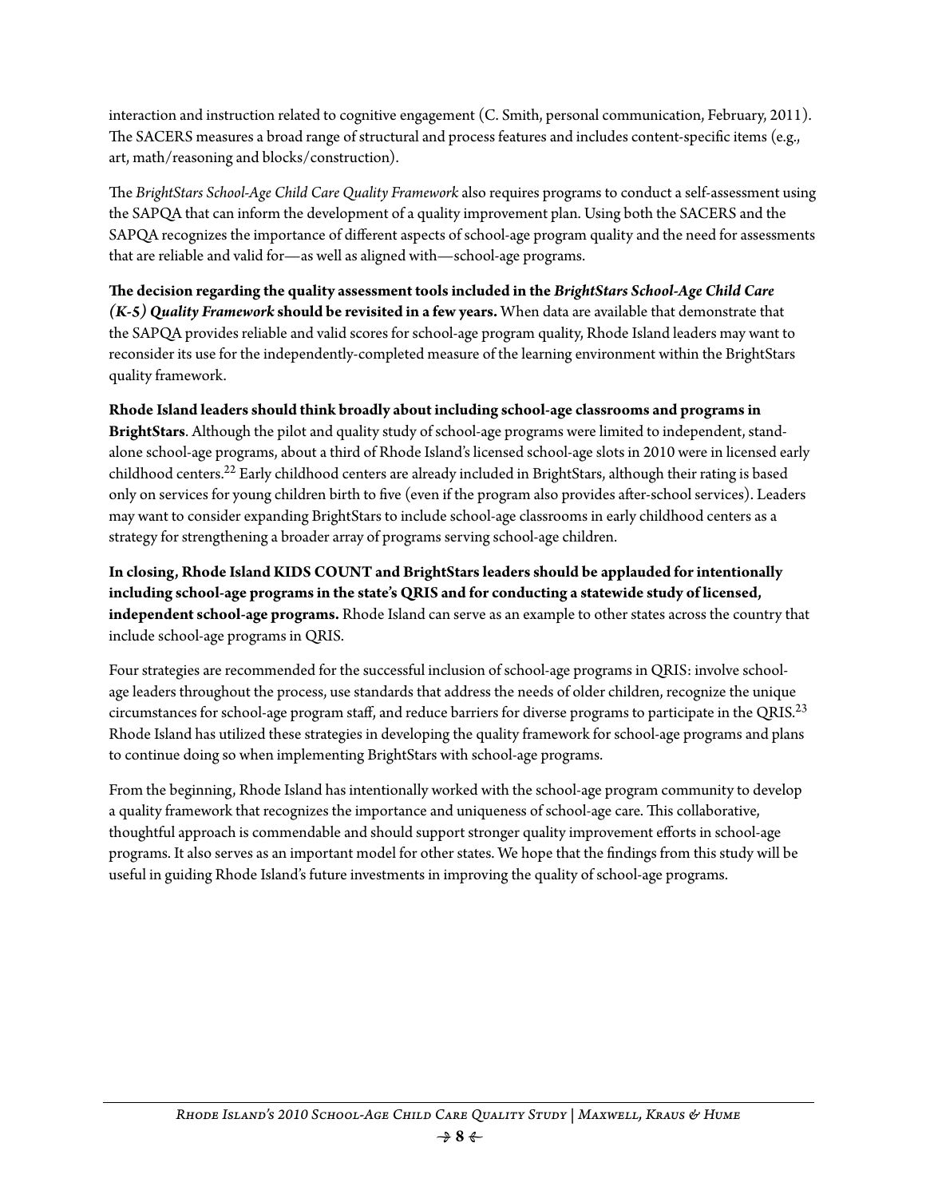interaction and instruction related to cognitive engagement (C. Smith, personal communication, February, 2011). The SACERS measures a broad range of structural and process features and includes content-specific items (e.g., art, math/reasoning and blocks/construction).

The *BrightStars School-Age Child Care Quality Framework* also requires programs to conduct a self-assessment using the SAPQA that can inform the development of a quality improvement plan. Using both the SACERS and the SAPQA recognizes the importance of different aspects of school-age program quality and the need for assessments that are reliable and valid for—as well as aligned with—school-age programs.

**The decision regarding the quality assessment tools included in the *BrightStars School-Age Child Care (K-5) Quality Framework* should be revisited in a few years.** When data are available that demonstrate that the SAPQA provides reliable and valid scores for school-age program quality, Rhode Island leaders may want to reconsider its use for the independently-completed measure of the learning environment within the BrightStars quality framework.

**Rhode Island leaders should think broadly about including school-age classrooms and programs in BrightStars**. Although the pilot and quality study of school-age programs were limited to independent, stand-alone school-age programs, about a third of Rhode Island's licensed school-age slots in 2010 were in licensed early childhood centers.[22] Early childhood centers are already included in BrightStars, although their rating is based only on services for young children birth to five (even if the program also provides after-school services). Leaders may want to consider expanding BrightStars to include school-age classrooms in early childhood centers as a strategy for strengthening a broader array of programs serving school-age children.

**In closing, Rhode Island KIDS COUNT and BrightStars leaders should be applauded for intentionally including school-age programs in the state's QRIS and for conducting a statewide study of licensed, independent school-age programs.** Rhode Island can serve as an example to other states across the country that include school-age programs in QRIS.

Four strategies are recommended for the successful inclusion of school-age programs in QRIS: involve school-age leaders throughout the process, use standards that address the needs of older children, recognize the unique circumstances for school-age program staff, and reduce barriers for diverse programs to participate in the QRIS.[23] Rhode Island has utilized these strategies in developing the quality framework for school-age programs and plans to continue doing so when implementing BrightStars with school-age programs.

From the beginning, Rhode Island has intentionally worked with the school-age program community to develop a quality framework that recognizes the importance and uniqueness of school-age care. This collaborative, thoughtful approach is commendable and should support stronger quality improvement efforts in school-age programs. It also serves as an important model for other states. We hope that the findings from this study will be useful in guiding Rhode Island's future investments in improving the quality of school-age programs.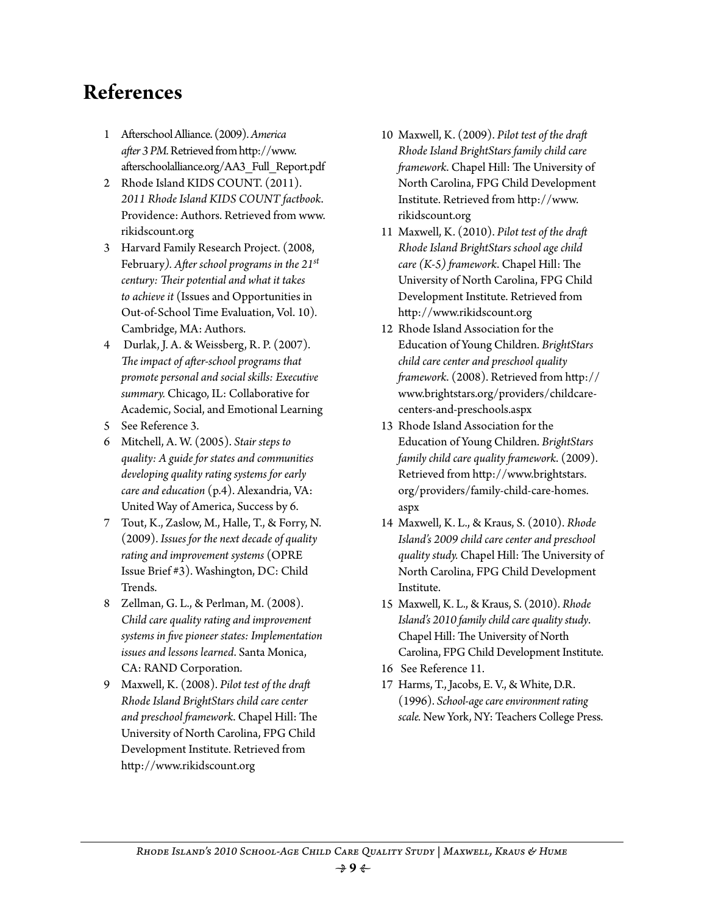# References

1. Afterschool Alliance. (2009). *America after 3 PM.* Retrieved from http://www.afterschoolalliance.org/AA3_Full_Report.pdf
2. Rhode Island KIDS COUNT. (2011). *2011 Rhode Island KIDS COUNT factbook*. Providence: Authors. Retrieved from www.rikidscount.org
3. Harvard Family Research Project. (2008, February*). After school programs in the 21st century: Their potential and what it takes to achieve it* (Issues and Opportunities in Out-of-School Time Evaluation, Vol. 10)*.* Cambridge, MA: Authors.
4. Durlak, J. A. & Weissberg, R. P. (2007). *The impact of after-school programs that promote personal and social skills: Executive summary.* Chicago, IL: Collaborative for Academic, Social, and Emotional Learning
5. See Reference 3.
6. Mitchell, A. W. (2005). *Stair steps to quality: A guide for states and communities developing quality rating systems for early care and education* (p.4). Alexandria, VA: United Way of America, Success by 6.
7. Tout, K., Zaslow, M., Halle, T., & Forry, N. (2009). *Issues for the next decade of quality rating and improvement systems* (OPRE Issue Brief #3). Washington, DC: Child Trends.
8. Zellman, G. L., & Perlman, M. (2008). *Child care quality rating and improvement systems in five pioneer states: Implementation issues and lessons learned*. Santa Monica, CA: RAND Corporation.
9. Maxwell, K. (2008). *Pilot test of the draft Rhode Island BrightStars child care center and preschool framework*. Chapel Hill: The University of North Carolina, FPG Child Development Institute. Retrieved from http://www.rikidscount.org
10. Maxwell, K. (2009). *Pilot test of the draft Rhode Island BrightStars family child care framework.* Chapel Hill: The University of North Carolina, FPG Child Development Institute. Retrieved from http://www.rikidscount.org
11. Maxwell, K. (2010). *Pilot test of the draft Rhode Island BrightStars school age child care (K-5) framework*. Chapel Hill: The University of North Carolina, FPG Child Development Institute. Retrieved from http://www.rikidscount.org
12. Rhode Island Association for the Education of Young Children. *BrightStars child care center and preschool quality framework*. (2008). Retrieved from http://www.brightstars.org/providers/childcare-centers-and-preschools.aspx
13. Rhode Island Association for the Education of Young Children. *BrightStars family child care quality framework.* (2009). Retrieved from http://www.brightstars.org/providers/family-child-care-homes.aspx
14. Maxwell, K. L., & Kraus, S. (2010). *Rhode Island's 2009 child care center and preschool quality study.* Chapel Hill: The University of North Carolina, FPG Child Development Institute.
15. Maxwell, K. L., & Kraus, S. (2010). *Rhode Island's 2010 family child care quality study*. Chapel Hill: The University of North Carolina, FPG Child Development Institute.
16. See Reference 11.
17. Harms, T., Jacobs, E. V., & White, D.R. (1996). *School-age care environment rating scale.* New York, NY: Teachers College Press.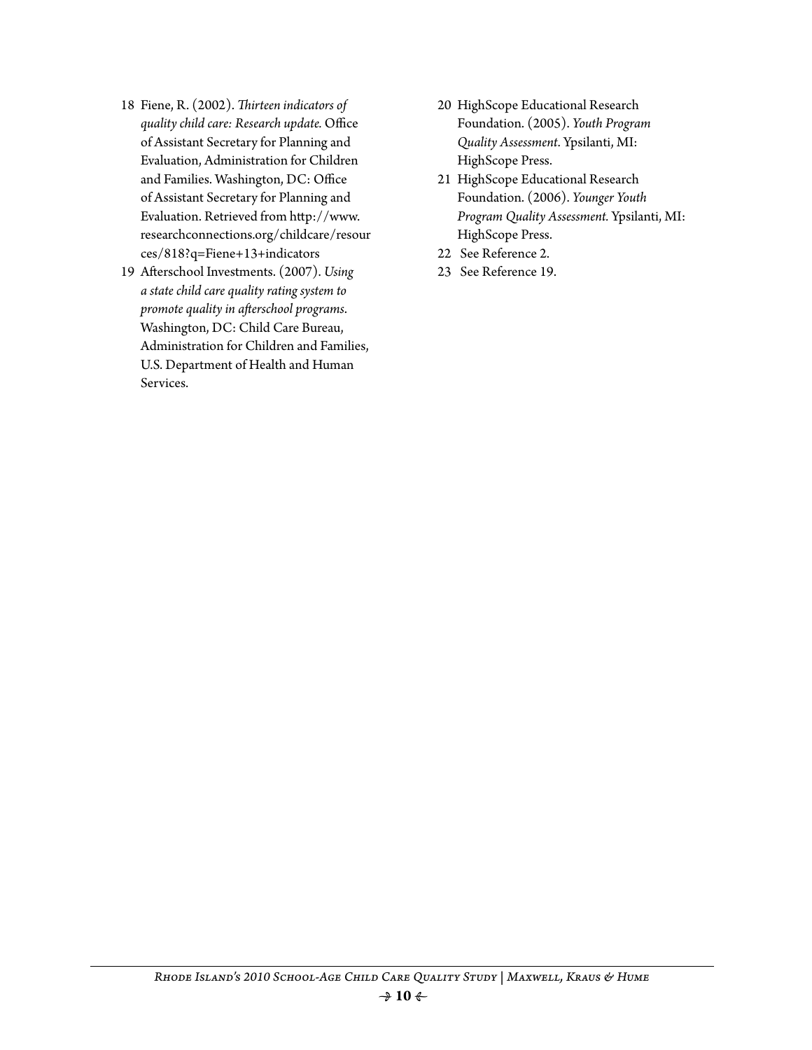18 Fiene, R. (2002). *Thirteen indicators of quality child care: Research update.* Office of Assistant Secretary for Planning and Evaluation, Administration for Children and Families. Washington, DC: Office of Assistant Secretary for Planning and Evaluation. Retrieved from http://www.researchconnections.org/childcare/resources/818?q=Fiene+13+indicators

19 Afterschool Investments. (2007). *Using a state child care quality rating system to promote quality in afterschool programs*. Washington, DC: Child Care Bureau, Administration for Children and Families, U.S. Department of Health and Human Services.

20 HighScope Educational Research Foundation. (2005). *Youth Program Quality Assessment*. Ypsilanti, MI: HighScope Press.

21 HighScope Educational Research Foundation. (2006). *Younger Youth Program Quality Assessment.* Ypsilanti, MI: HighScope Press.

22 See Reference 2.

23 See Reference 19.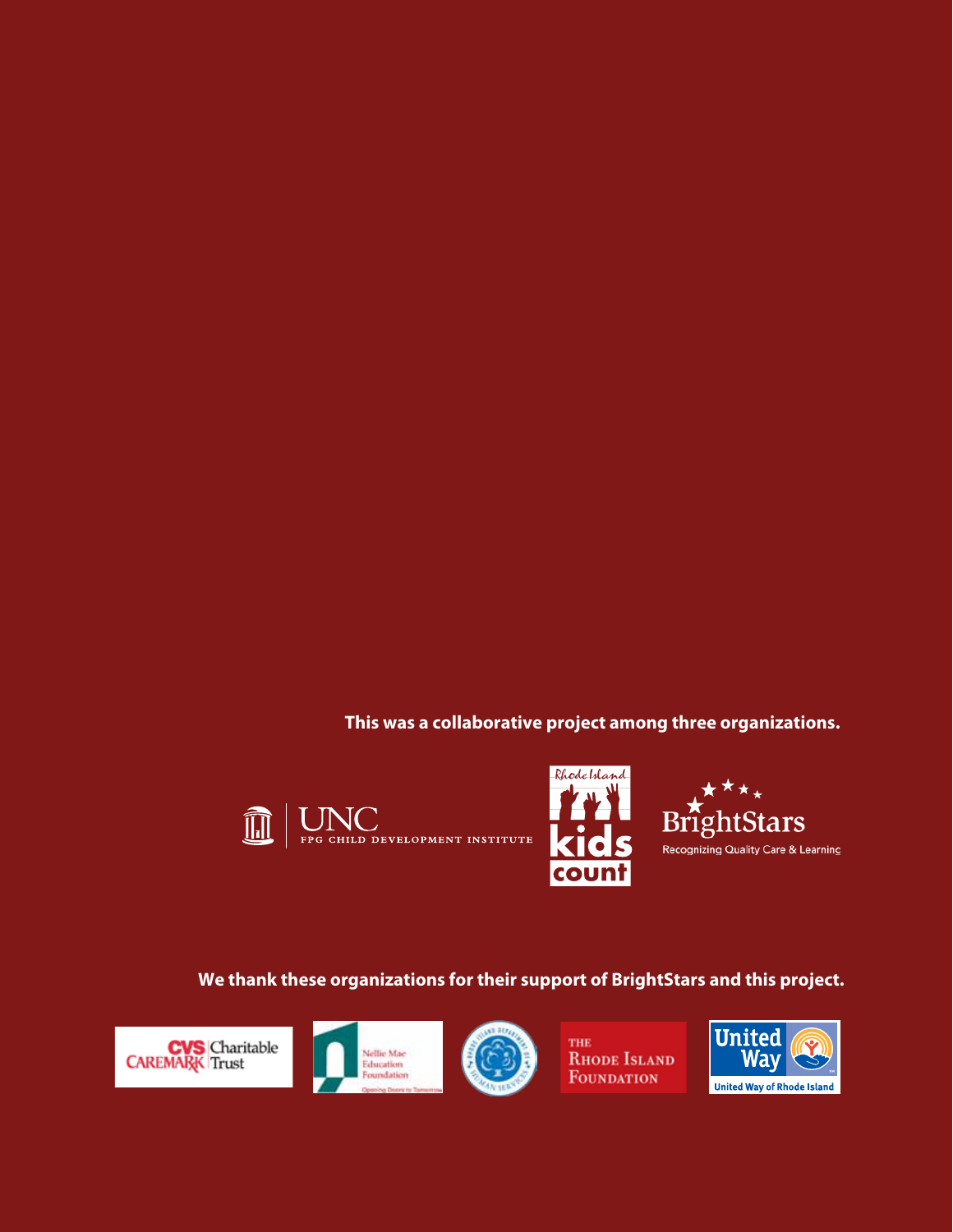**This was a collaborative project among three organizations.**

UNC FPG CHILD DEVELOPMENT INSTITUTE

Rhode Island kids count

BrightStars
Recognizing Quality Care & Learning

**We thank these organizations for their support of BrightStars and this project.**

CVS CAREMARK Charitable Trust

Nellie Mae Education Foundation
Opening Doors to Tomorrow

Rhode Island Department of Human Services

THE RHODE ISLAND FOUNDATION

United Way
United Way of Rhode Island